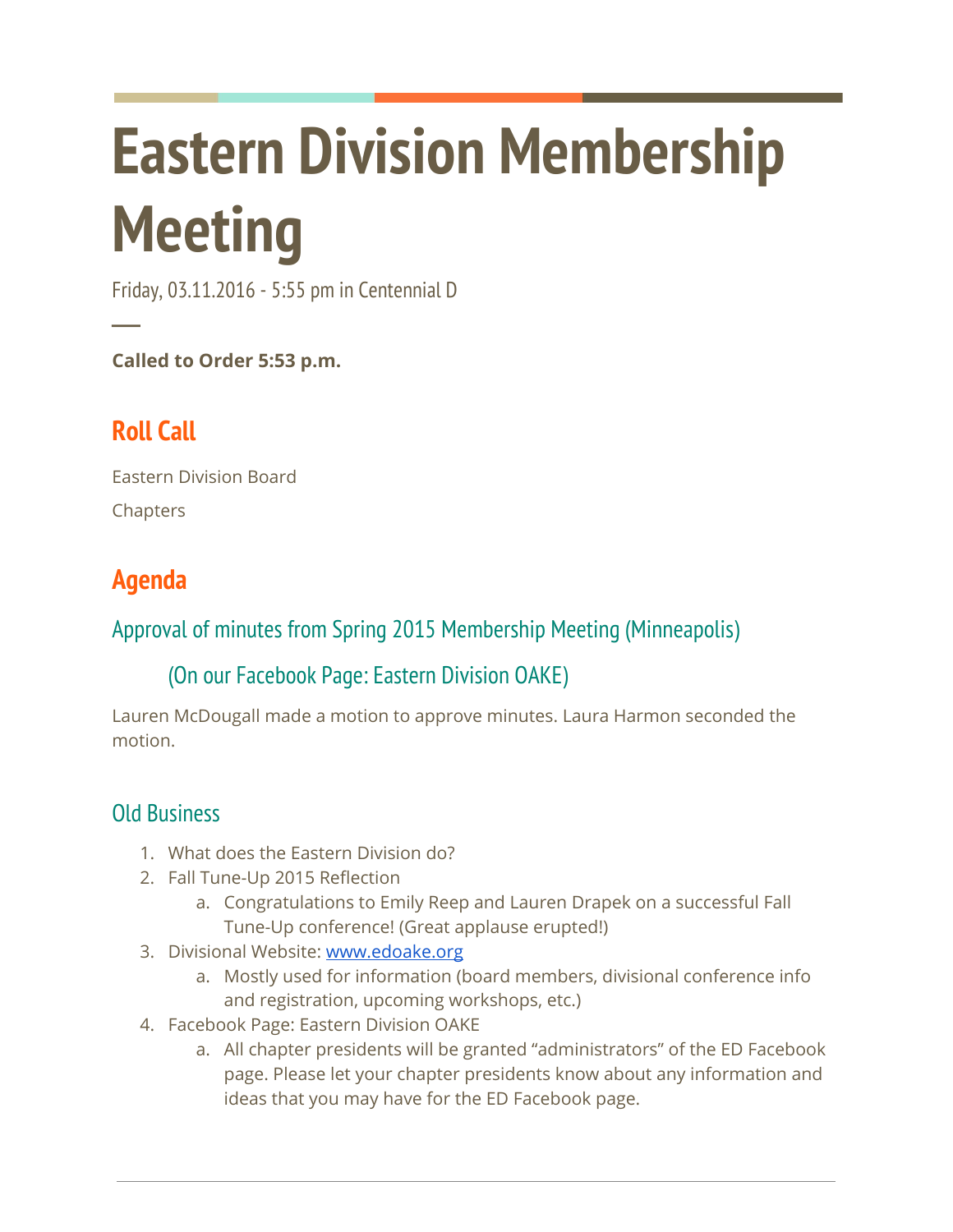# Eastern Division Membership Meeting

Friday, 03.11.2016 - 5:55 pm in Centennial D

**Called to Order 5:53 p.m.**

## Roll Call

Eastern Division Board

Chapters

## Agenda

### Approval of minutes from Spring 2015 Membership Meeting (Minneapolis)

### (On our Facebook Page: Eastern Division OAKE)

Lauren McDougall made a motion to approve minutes. Laura Harmon seconded the motion.

### Old Business

1. What does the Eastern Division do?
2. Fall Tune-Up 2015 Reflection
   a. Congratulations to Emily Reep and Lauren Drapek on a successful Fall Tune-Up conference! (Great applause erupted!)
3. Divisional Website: www.edoake.org
   a. Mostly used for information (board members, divisional conference info and registration, upcoming workshops, etc.)
4. Facebook Page: Eastern Division OAKE
   a. All chapter presidents will be granted "administrators" of the ED Facebook page. Please let your chapter presidents know about any information and ideas that you may have for the ED Facebook page.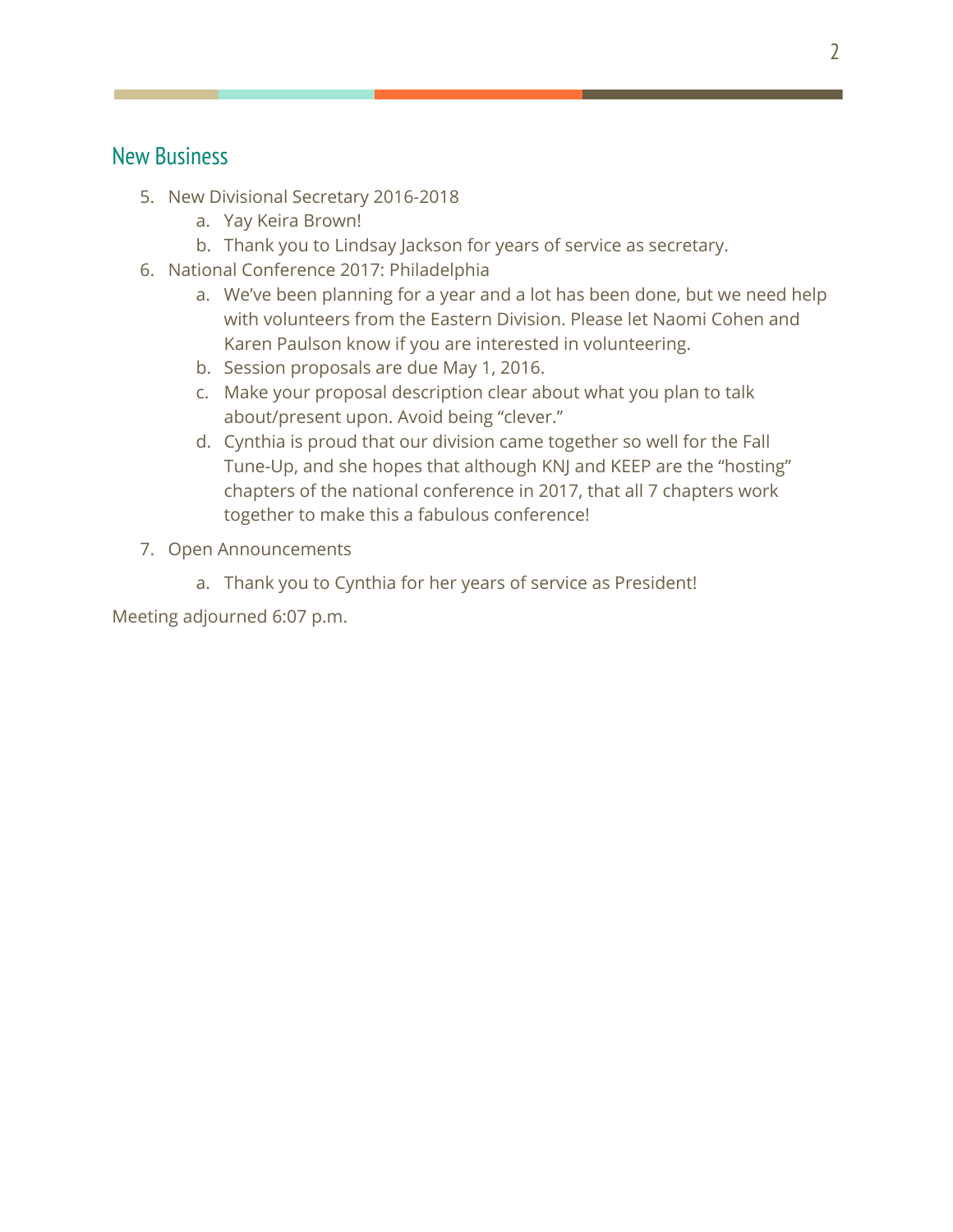## New Business

5. New Divisional Secretary 2016-2018
    a. Yay Keira Brown!
    b. Thank you to Lindsay Jackson for years of service as secretary.
6. National Conference 2017: Philadelphia
    a. We've been planning for a year and a lot has been done, but we need help with volunteers from the Eastern Division. Please let Naomi Cohen and Karen Paulson know if you are interested in volunteering.
    b. Session proposals are due May 1, 2016.
    c. Make your proposal description clear about what you plan to talk about/present upon. Avoid being "clever."
    d. Cynthia is proud that our division came together so well for the Fall Tune-Up, and she hopes that although KNJ and KEEP are the "hosting" chapters of the national conference in 2017, that all 7 chapters work together to make this a fabulous conference!
7. Open Announcements
    a. Thank you to Cynthia for her years of service as President!

Meeting adjourned 6:07 p.m.